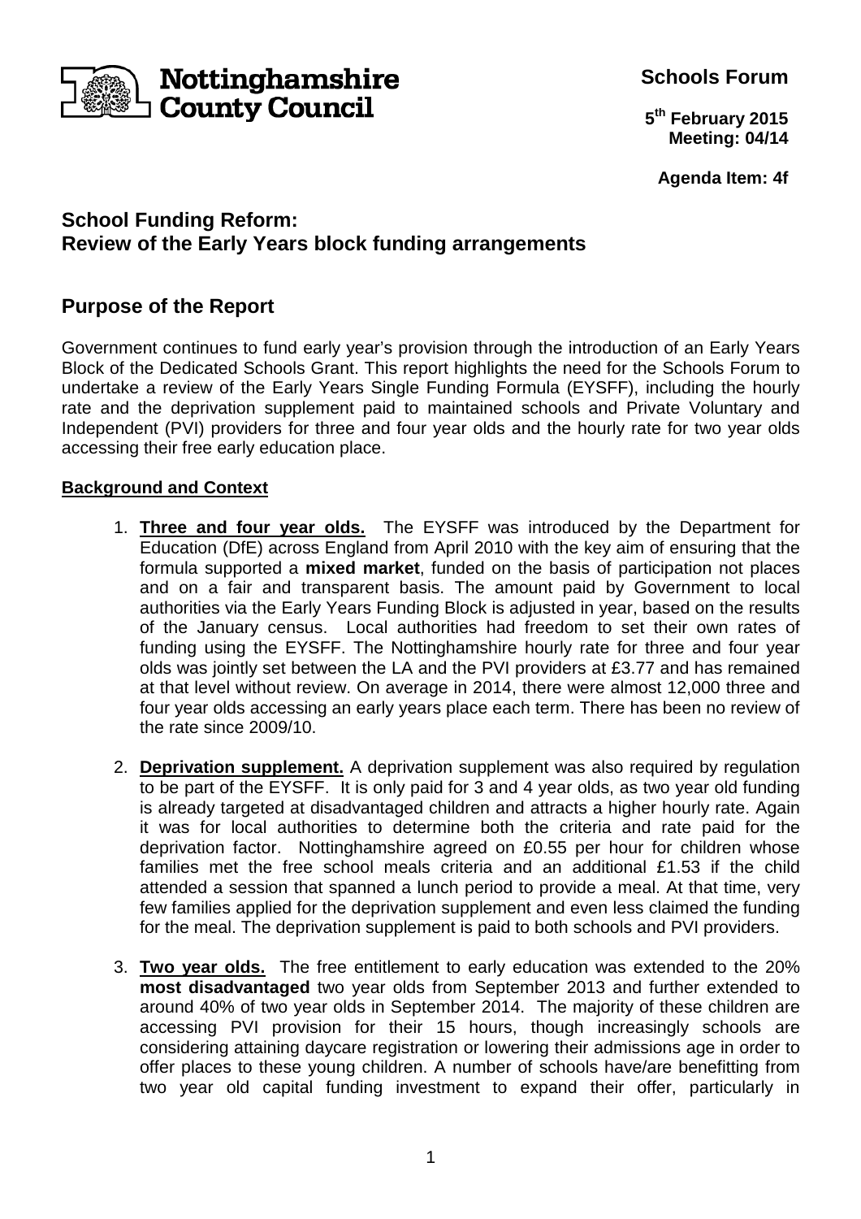Nottinghamshire County Council

**Schools Forum**

**5th February 2015**
**Meeting: 04/14**

**Agenda Item: 4f**

## School Funding Reform:
## Review of the Early Years block funding arrangements

## Purpose of the Report

Government continues to fund early year's provision through the introduction of an Early Years Block of the Dedicated Schools Grant. This report highlights the need for the Schools Forum to undertake a review of the Early Years Single Funding Formula (EYSFF), including the hourly rate and the deprivation supplement paid to maintained schools and Private Voluntary and Independent (PVI) providers for three and four year olds and the hourly rate for two year olds accessing their free early education place.

**Background and Context**

1. **Three and four year olds.** The EYSFF was introduced by the Department for Education (DfE) across England from April 2010 with the key aim of ensuring that the formula supported a **mixed market**, funded on the basis of participation not places and on a fair and transparent basis. The amount paid by Government to local authorities via the Early Years Funding Block is adjusted in year, based on the results of the January census. Local authorities had freedom to set their own rates of funding using the EYSFF. The Nottinghamshire hourly rate for three and four year olds was jointly set between the LA and the PVI providers at £3.77 and has remained at that level without review. On average in 2014, there were almost 12,000 three and four year olds accessing an early years place each term. There has been no review of the rate since 2009/10.

2. **Deprivation supplement.** A deprivation supplement was also required by regulation to be part of the EYSFF. It is only paid for 3 and 4 year olds, as two year old funding is already targeted at disadvantaged children and attracts a higher hourly rate. Again it was for local authorities to determine both the criteria and rate paid for the deprivation factor. Nottinghamshire agreed on £0.55 per hour for children whose families met the free school meals criteria and an additional £1.53 if the child attended a session that spanned a lunch period to provide a meal. At that time, very few families applied for the deprivation supplement and even less claimed the funding for the meal. The deprivation supplement is paid to both schools and PVI providers.

3. **Two year olds.** The free entitlement to early education was extended to the 20% **most disadvantaged** two year olds from September 2013 and further extended to around 40% of two year olds in September 2014. The majority of these children are accessing PVI provision for their 15 hours, though increasingly schools are considering attaining daycare registration or lowering their admissions age in order to offer places to these young children. A number of schools have/are benefitting from two year old capital funding investment to expand their offer, particularly in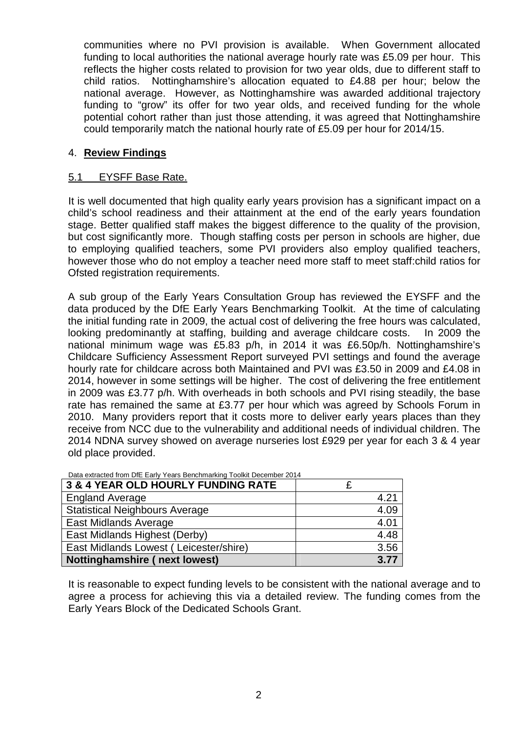communities where no PVI provision is available. When Government allocated funding to local authorities the national average hourly rate was £5.09 per hour. This reflects the higher costs related to provision for two year olds, due to different staff to child ratios. Nottinghamshire's allocation equated to £4.88 per hour; below the national average. However, as Nottinghamshire was awarded additional trajectory funding to "grow" its offer for two year olds, and received funding for the whole potential cohort rather than just those attending, it was agreed that Nottinghamshire could temporarily match the national hourly rate of £5.09 per hour for 2014/15.

## 4. **Review Findings**

### 5.1 EYSFF Base Rate.

It is well documented that high quality early years provision has a significant impact on a child's school readiness and their attainment at the end of the early years foundation stage. Better qualified staff makes the biggest difference to the quality of the provision, but cost significantly more. Though staffing costs per person in schools are higher, due to employing qualified teachers, some PVI providers also employ qualified teachers, however those who do not employ a teacher need more staff to meet staff:child ratios for Ofsted registration requirements.

A sub group of the Early Years Consultation Group has reviewed the EYSFF and the data produced by the DfE Early Years Benchmarking Toolkit. At the time of calculating the initial funding rate in 2009, the actual cost of delivering the free hours was calculated, looking predominantly at staffing, building and average childcare costs. In 2009 the national minimum wage was £5.83 p/h, in 2014 it was £6.50p/h. Nottinghamshire's Childcare Sufficiency Assessment Report surveyed PVI settings and found the average hourly rate for childcare across both Maintained and PVI was £3.50 in 2009 and £4.08 in 2014, however in some settings will be higher. The cost of delivering the free entitlement in 2009 was £3.77 p/h. With overheads in both schools and PVI rising steadily, the base rate has remained the same at £3.77 per hour which was agreed by Schools Forum in 2010. Many providers report that it costs more to deliver early years places than they receive from NCC due to the vulnerability and additional needs of individual children. The 2014 NDNA survey showed on average nurseries lost £929 per year for each 3 & 4 year old place provided.

Data extracted from DfE Early Years Benchmarking Toolkit December 2014

| **3 & 4 YEAR OLD HOURLY FUNDING RATE** | £ |
|---|---|
| England Average | 4.21 |
| Statistical Neighbours Average | 4.09 |
| East Midlands Average | 4.01 |
| East Midlands Highest (Derby) | 4.48 |
| East Midlands Lowest ( Leicester/shire) | 3.56 |
| **Nottinghamshire ( next lowest)** | **3.77** |

It is reasonable to expect funding levels to be consistent with the national average and to agree a process for achieving this via a detailed review. The funding comes from the Early Years Block of the Dedicated Schools Grant.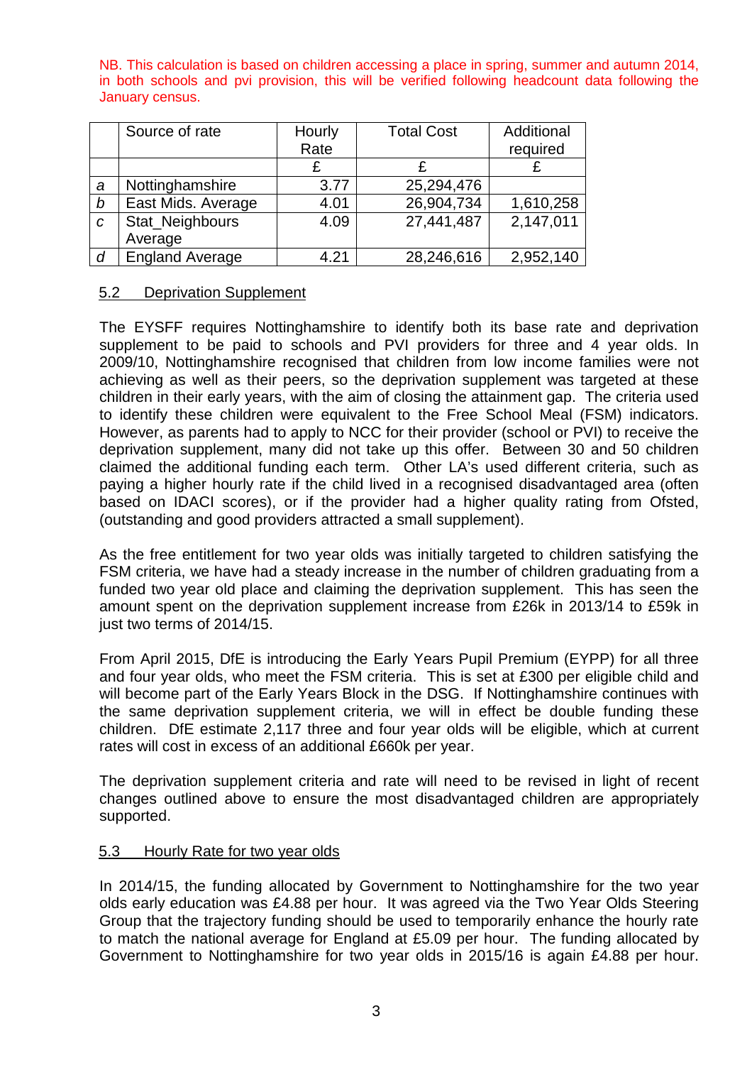NB. This calculation is based on children accessing a place in spring, summer and autumn 2014, in both schools and pvi provision, this will be verified following headcount data following the January census.

| | Source of rate | Hourly Rate | Total Cost | Additional required |
|---|---|---|---|---|
| | | £ | £ | £ |
| a | Nottinghamshire | 3.77 | 25,294,476 | |
| b | East Mids. Average | 4.01 | 26,904,734 | 1,610,258 |
| c | Stat_Neighbours Average | 4.09 | 27,441,487 | 2,147,011 |
| d | England Average | 4.21 | 28,246,616 | 2,952,140 |

## 5.2 Deprivation Supplement

The EYSFF requires Nottinghamshire to identify both its base rate and deprivation supplement to be paid to schools and PVI providers for three and 4 year olds. In 2009/10, Nottinghamshire recognised that children from low income families were not achieving as well as their peers, so the deprivation supplement was targeted at these children in their early years, with the aim of closing the attainment gap. The criteria used to identify these children were equivalent to the Free School Meal (FSM) indicators. However, as parents had to apply to NCC for their provider (school or PVI) to receive the deprivation supplement, many did not take up this offer. Between 30 and 50 children claimed the additional funding each term. Other LA's used different criteria, such as paying a higher hourly rate if the child lived in a recognised disadvantaged area (often based on IDACI scores), or if the provider had a higher quality rating from Ofsted, (outstanding and good providers attracted a small supplement).

As the free entitlement for two year olds was initially targeted to children satisfying the FSM criteria, we have had a steady increase in the number of children graduating from a funded two year old place and claiming the deprivation supplement. This has seen the amount spent on the deprivation supplement increase from £26k in 2013/14 to £59k in just two terms of 2014/15.

From April 2015, DfE is introducing the Early Years Pupil Premium (EYPP) for all three and four year olds, who meet the FSM criteria. This is set at £300 per eligible child and will become part of the Early Years Block in the DSG. If Nottinghamshire continues with the same deprivation supplement criteria, we will in effect be double funding these children. DfE estimate 2,117 three and four year olds will be eligible, which at current rates will cost in excess of an additional £660k per year.

The deprivation supplement criteria and rate will need to be revised in light of recent changes outlined above to ensure the most disadvantaged children are appropriately supported.

## 5.3 Hourly Rate for two year olds

In 2014/15, the funding allocated by Government to Nottinghamshire for the two year olds early education was £4.88 per hour. It was agreed via the Two Year Olds Steering Group that the trajectory funding should be used to temporarily enhance the hourly rate to match the national average for England at £5.09 per hour. The funding allocated by Government to Nottinghamshire for two year olds in 2015/16 is again £4.88 per hour.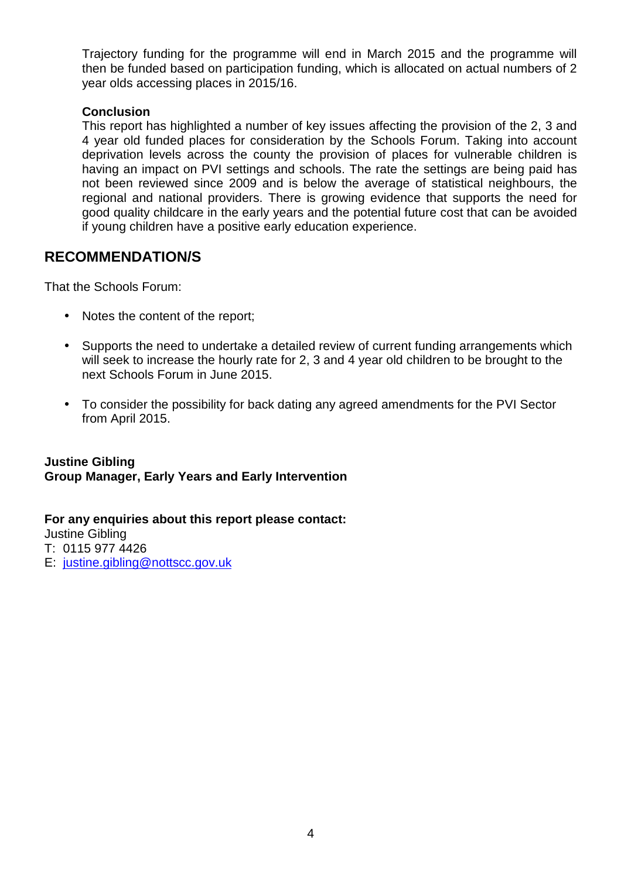Trajectory funding for the programme will end in March 2015 and the programme will then be funded based on participation funding, which is allocated on actual numbers of 2 year olds accessing places in 2015/16.

**Conclusion**

This report has highlighted a number of key issues affecting the provision of the 2, 3 and 4 year old funded places for consideration by the Schools Forum. Taking into account deprivation levels across the county the provision of places for vulnerable children is having an impact on PVI settings and schools. The rate the settings are being paid has not been reviewed since 2009 and is below the average of statistical neighbours, the regional and national providers. There is growing evidence that supports the need for good quality childcare in the early years and the potential future cost that can be avoided if young children have a positive early education experience.

## RECOMMENDATION/S

That the Schools Forum:

- Notes the content of the report;
- Supports the need to undertake a detailed review of current funding arrangements which will seek to increase the hourly rate for 2, 3 and 4 year old children to be brought to the next Schools Forum in June 2015.
- To consider the possibility for back dating any agreed amendments for the PVI Sector from April 2015.

**Justine Gibling**
**Group Manager, Early Years and Early Intervention**

**For any enquiries about this report please contact:**
Justine Gibling
T: 0115 977 4426
E: justine.gibling@nottscc.gov.uk